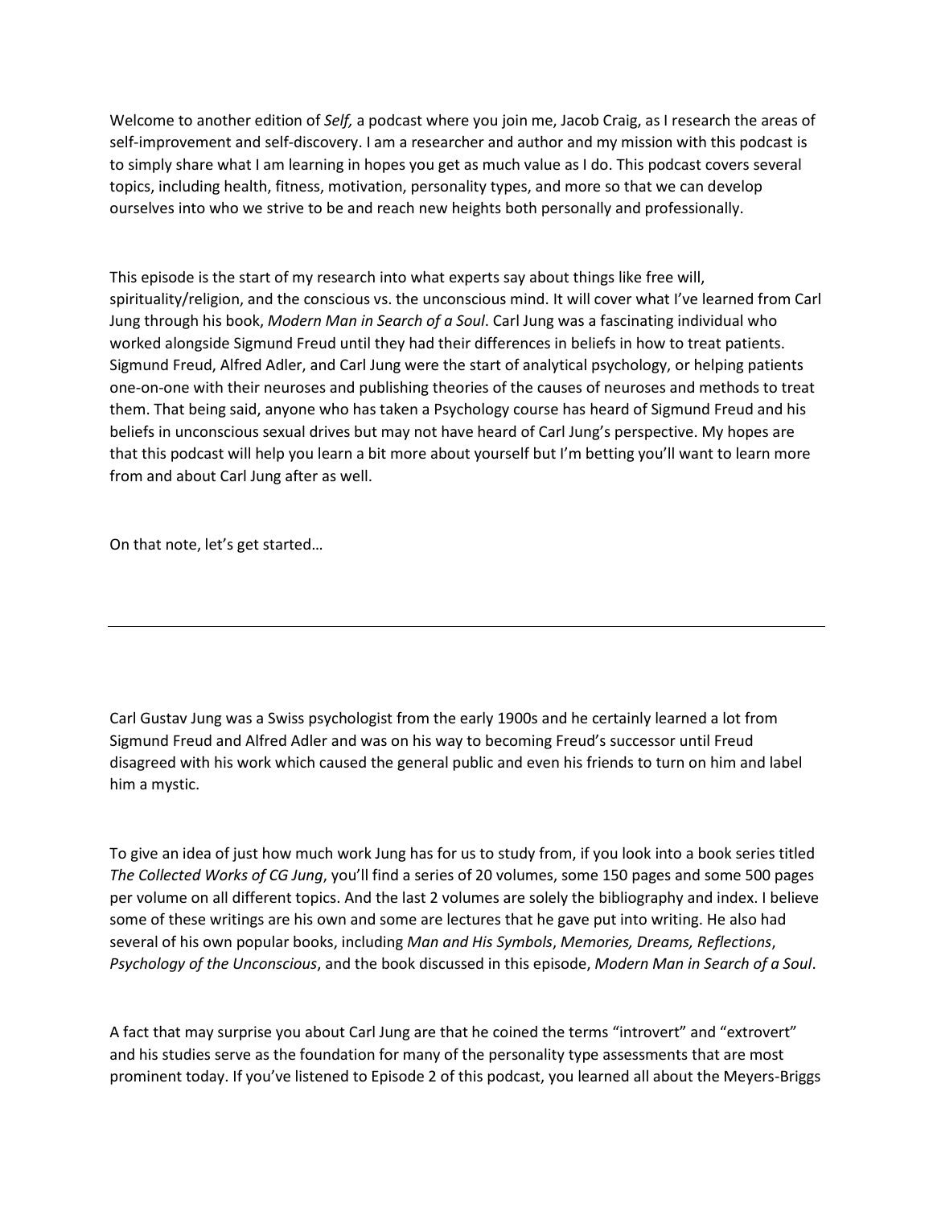Welcome to another edition of *Self,* a podcast where you join me, Jacob Craig, as I research the areas of self-improvement and self-discovery. I am a researcher and author and my mission with this podcast is to simply share what I am learning in hopes you get as much value as I do. This podcast covers several topics, including health, fitness, motivation, personality types, and more so that we can develop ourselves into who we strive to be and reach new heights both personally and professionally.

This episode is the start of my research into what experts say about things like free will, spirituality/religion, and the conscious vs. the unconscious mind. It will cover what I've learned from Carl Jung through his book, *Modern Man in Search of a Soul*. Carl Jung was a fascinating individual who worked alongside Sigmund Freud until they had their differences in beliefs in how to treat patients. Sigmund Freud, Alfred Adler, and Carl Jung were the start of analytical psychology, or helping patients one-on-one with their neuroses and publishing theories of the causes of neuroses and methods to treat them. That being said, anyone who has taken a Psychology course has heard of Sigmund Freud and his beliefs in unconscious sexual drives but may not have heard of Carl Jung's perspective. My hopes are that this podcast will help you learn a bit more about yourself but I'm betting you'll want to learn more from and about Carl Jung after as well.

On that note, let's get started…

---

Carl Gustav Jung was a Swiss psychologist from the early 1900s and he certainly learned a lot from Sigmund Freud and Alfred Adler and was on his way to becoming Freud's successor until Freud disagreed with his work which caused the general public and even his friends to turn on him and label him a mystic.

To give an idea of just how much work Jung has for us to study from, if you look into a book series titled *The Collected Works of CG Jung*, you'll find a series of 20 volumes, some 150 pages and some 500 pages per volume on all different topics. And the last 2 volumes are solely the bibliography and index. I believe some of these writings are his own and some are lectures that he gave put into writing. He also had several of his own popular books, including *Man and His Symbols*, *Memories, Dreams, Reflections*, *Psychology of the Unconscious*, and the book discussed in this episode, *Modern Man in Search of a Soul*.

A fact that may surprise you about Carl Jung are that he coined the terms "introvert" and "extrovert" and his studies serve as the foundation for many of the personality type assessments that are most prominent today. If you've listened to Episode 2 of this podcast, you learned all about the Meyers-Briggs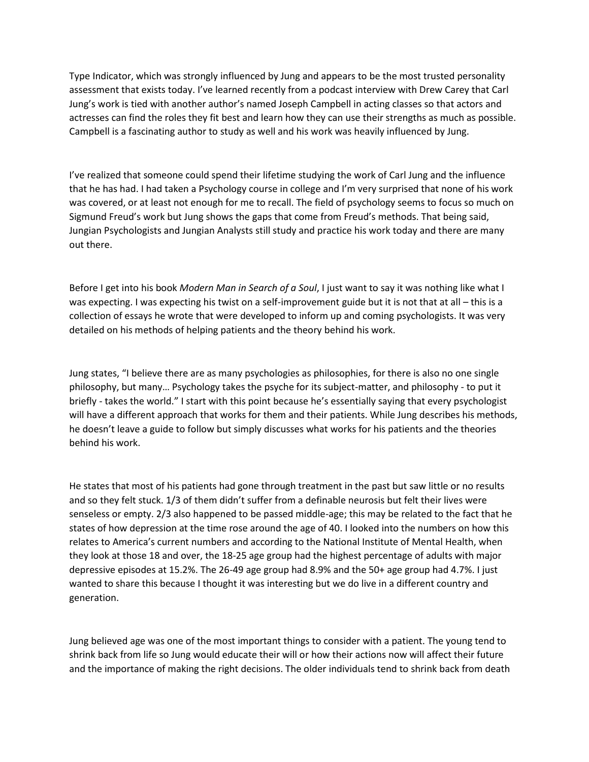Type Indicator, which was strongly influenced by Jung and appears to be the most trusted personality assessment that exists today. I've learned recently from a podcast interview with Drew Carey that Carl Jung's work is tied with another author's named Joseph Campbell in acting classes so that actors and actresses can find the roles they fit best and learn how they can use their strengths as much as possible. Campbell is a fascinating author to study as well and his work was heavily influenced by Jung.

I've realized that someone could spend their lifetime studying the work of Carl Jung and the influence that he has had. I had taken a Psychology course in college and I'm very surprised that none of his work was covered, or at least not enough for me to recall. The field of psychology seems to focus so much on Sigmund Freud's work but Jung shows the gaps that come from Freud's methods. That being said, Jungian Psychologists and Jungian Analysts still study and practice his work today and there are many out there.

Before I get into his book *Modern Man in Search of a Soul*, I just want to say it was nothing like what I was expecting. I was expecting his twist on a self-improvement guide but it is not that at all – this is a collection of essays he wrote that were developed to inform up and coming psychologists. It was very detailed on his methods of helping patients and the theory behind his work.

Jung states, "I believe there are as many psychologies as philosophies, for there is also no one single philosophy, but many… Psychology takes the psyche for its subject-matter, and philosophy - to put it briefly - takes the world." I start with this point because he's essentially saying that every psychologist will have a different approach that works for them and their patients. While Jung describes his methods, he doesn't leave a guide to follow but simply discusses what works for his patients and the theories behind his work.

He states that most of his patients had gone through treatment in the past but saw little or no results and so they felt stuck. 1/3 of them didn't suffer from a definable neurosis but felt their lives were senseless or empty. 2/3 also happened to be passed middle-age; this may be related to the fact that he states of how depression at the time rose around the age of 40. I looked into the numbers on how this relates to America's current numbers and according to the National Institute of Mental Health, when they look at those 18 and over, the 18-25 age group had the highest percentage of adults with major depressive episodes at 15.2%. The 26-49 age group had 8.9% and the 50+ age group had 4.7%. I just wanted to share this because I thought it was interesting but we do live in a different country and generation.

Jung believed age was one of the most important things to consider with a patient. The young tend to shrink back from life so Jung would educate their will or how their actions now will affect their future and the importance of making the right decisions. The older individuals tend to shrink back from death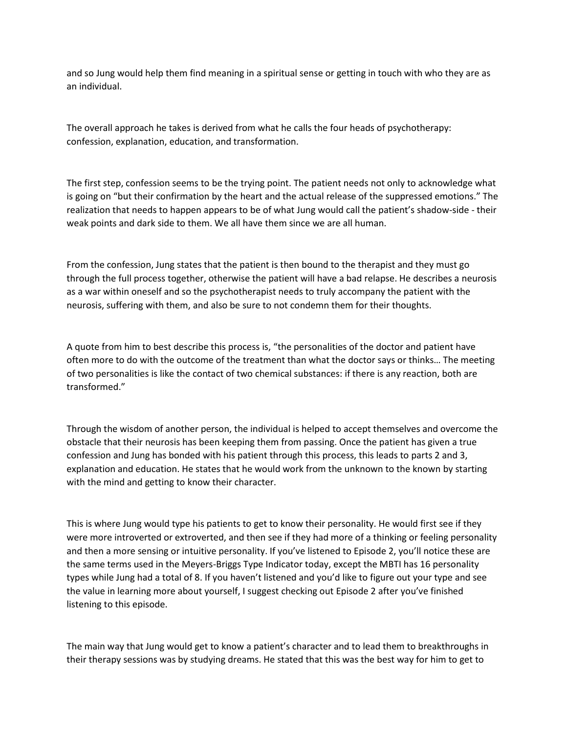and so Jung would help them find meaning in a spiritual sense or getting in touch with who they are as an individual.

The overall approach he takes is derived from what he calls the four heads of psychotherapy: confession, explanation, education, and transformation.

The first step, confession seems to be the trying point. The patient needs not only to acknowledge what is going on "but their confirmation by the heart and the actual release of the suppressed emotions." The realization that needs to happen appears to be of what Jung would call the patient's shadow-side - their weak points and dark side to them. We all have them since we are all human.

From the confession, Jung states that the patient is then bound to the therapist and they must go through the full process together, otherwise the patient will have a bad relapse. He describes a neurosis as a war within oneself and so the psychotherapist needs to truly accompany the patient with the neurosis, suffering with them, and also be sure to not condemn them for their thoughts.

A quote from him to best describe this process is, "the personalities of the doctor and patient have often more to do with the outcome of the treatment than what the doctor says or thinks… The meeting of two personalities is like the contact of two chemical substances: if there is any reaction, both are transformed."

Through the wisdom of another person, the individual is helped to accept themselves and overcome the obstacle that their neurosis has been keeping them from passing. Once the patient has given a true confession and Jung has bonded with his patient through this process, this leads to parts 2 and 3, explanation and education. He states that he would work from the unknown to the known by starting with the mind and getting to know their character.

This is where Jung would type his patients to get to know their personality. He would first see if they were more introverted or extroverted, and then see if they had more of a thinking or feeling personality and then a more sensing or intuitive personality. If you've listened to Episode 2, you'll notice these are the same terms used in the Meyers-Briggs Type Indicator today, except the MBTI has 16 personality types while Jung had a total of 8. If you haven't listened and you'd like to figure out your type and see the value in learning more about yourself, I suggest checking out Episode 2 after you've finished listening to this episode.

The main way that Jung would get to know a patient's character and to lead them to breakthroughs in their therapy sessions was by studying dreams. He stated that this was the best way for him to get to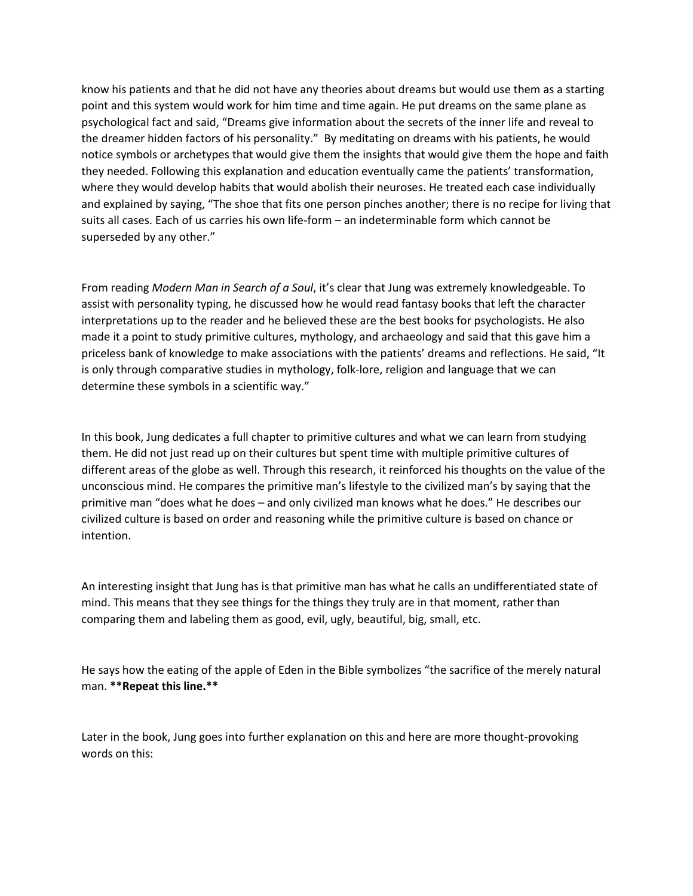know his patients and that he did not have any theories about dreams but would use them as a starting point and this system would work for him time and time again. He put dreams on the same plane as psychological fact and said, "Dreams give information about the secrets of the inner life and reveal to the dreamer hidden factors of his personality." By meditating on dreams with his patients, he would notice symbols or archetypes that would give them the insights that would give them the hope and faith they needed. Following this explanation and education eventually came the patients' transformation, where they would develop habits that would abolish their neuroses. He treated each case individually and explained by saying, "The shoe that fits one person pinches another; there is no recipe for living that suits all cases. Each of us carries his own life-form – an indeterminable form which cannot be superseded by any other."

From reading *Modern Man in Search of a Soul*, it's clear that Jung was extremely knowledgeable. To assist with personality typing, he discussed how he would read fantasy books that left the character interpretations up to the reader and he believed these are the best books for psychologists. He also made it a point to study primitive cultures, mythology, and archaeology and said that this gave him a priceless bank of knowledge to make associations with the patients' dreams and reflections. He said, "It is only through comparative studies in mythology, folk-lore, religion and language that we can determine these symbols in a scientific way."

In this book, Jung dedicates a full chapter to primitive cultures and what we can learn from studying them. He did not just read up on their cultures but spent time with multiple primitive cultures of different areas of the globe as well. Through this research, it reinforced his thoughts on the value of the unconscious mind. He compares the primitive man's lifestyle to the civilized man's by saying that the primitive man "does what he does – and only civilized man knows what he does." He describes our civilized culture is based on order and reasoning while the primitive culture is based on chance or intention.

An interesting insight that Jung has is that primitive man has what he calls an undifferentiated state of mind. This means that they see things for the things they truly are in that moment, rather than comparing them and labeling them as good, evil, ugly, beautiful, big, small, etc.

He says how the eating of the apple of Eden in the Bible symbolizes "the sacrifice of the merely natural man. **Repeat this line.**

Later in the book, Jung goes into further explanation on this and here are more thought-provoking words on this: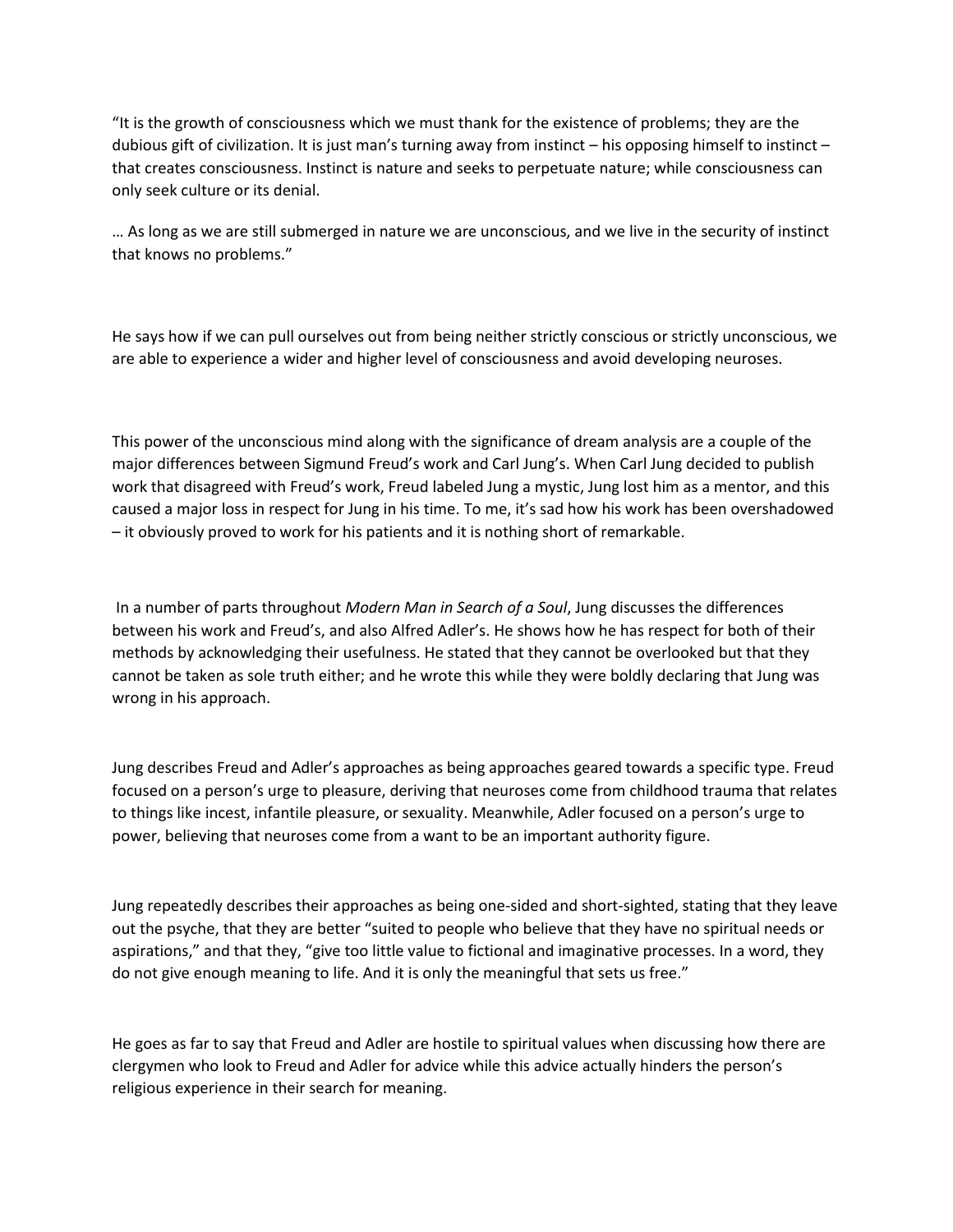“It is the growth of consciousness which we must thank for the existence of problems; they are the dubious gift of civilization. It is just man’s turning away from instinct – his opposing himself to instinct – that creates consciousness. Instinct is nature and seeks to perpetuate nature; while consciousness can only seek culture or its denial.

… As long as we are still submerged in nature we are unconscious, and we live in the security of instinct that knows no problems.”

He says how if we can pull ourselves out from being neither strictly conscious or strictly unconscious, we are able to experience a wider and higher level of consciousness and avoid developing neuroses.

This power of the unconscious mind along with the significance of dream analysis are a couple of the major differences between Sigmund Freud’s work and Carl Jung’s. When Carl Jung decided to publish work that disagreed with Freud’s work, Freud labeled Jung a mystic, Jung lost him as a mentor, and this caused a major loss in respect for Jung in his time. To me, it’s sad how his work has been overshadowed – it obviously proved to work for his patients and it is nothing short of remarkable.

In a number of parts throughout *Modern Man in Search of a Soul*, Jung discusses the differences between his work and Freud’s, and also Alfred Adler’s. He shows how he has respect for both of their methods by acknowledging their usefulness. He stated that they cannot be overlooked but that they cannot be taken as sole truth either; and he wrote this while they were boldly declaring that Jung was wrong in his approach.

Jung describes Freud and Adler’s approaches as being approaches geared towards a specific type. Freud focused on a person’s urge to pleasure, deriving that neuroses come from childhood trauma that relates to things like incest, infantile pleasure, or sexuality. Meanwhile, Adler focused on a person’s urge to power, believing that neuroses come from a want to be an important authority figure.

Jung repeatedly describes their approaches as being one-sided and short-sighted, stating that they leave out the psyche, that they are better “suited to people who believe that they have no spiritual needs or aspirations,” and that they, “give too little value to fictional and imaginative processes. In a word, they do not give enough meaning to life. And it is only the meaningful that sets us free.”

He goes as far to say that Freud and Adler are hostile to spiritual values when discussing how there are clergymen who look to Freud and Adler for advice while this advice actually hinders the person’s religious experience in their search for meaning.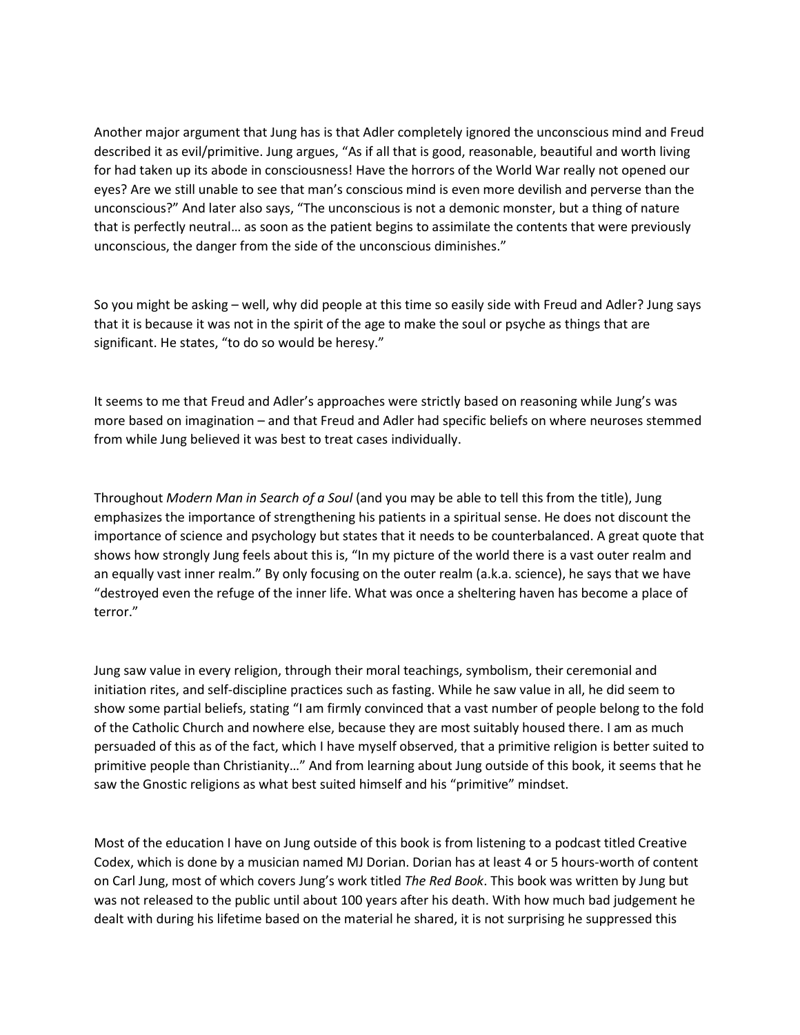Another major argument that Jung has is that Adler completely ignored the unconscious mind and Freud described it as evil/primitive. Jung argues, "As if all that is good, reasonable, beautiful and worth living for had taken up its abode in consciousness! Have the horrors of the World War really not opened our eyes? Are we still unable to see that man's conscious mind is even more devilish and perverse than the unconscious?" And later also says, "The unconscious is not a demonic monster, but a thing of nature that is perfectly neutral… as soon as the patient begins to assimilate the contents that were previously unconscious, the danger from the side of the unconscious diminishes."

So you might be asking – well, why did people at this time so easily side with Freud and Adler? Jung says that it is because it was not in the spirit of the age to make the soul or psyche as things that are significant. He states, "to do so would be heresy."

It seems to me that Freud and Adler's approaches were strictly based on reasoning while Jung's was more based on imagination – and that Freud and Adler had specific beliefs on where neuroses stemmed from while Jung believed it was best to treat cases individually.

Throughout *Modern Man in Search of a Soul* (and you may be able to tell this from the title), Jung emphasizes the importance of strengthening his patients in a spiritual sense. He does not discount the importance of science and psychology but states that it needs to be counterbalanced. A great quote that shows how strongly Jung feels about this is, "In my picture of the world there is a vast outer realm and an equally vast inner realm." By only focusing on the outer realm (a.k.a. science), he says that we have "destroyed even the refuge of the inner life. What was once a sheltering haven has become a place of terror."

Jung saw value in every religion, through their moral teachings, symbolism, their ceremonial and initiation rites, and self-discipline practices such as fasting. While he saw value in all, he did seem to show some partial beliefs, stating "I am firmly convinced that a vast number of people belong to the fold of the Catholic Church and nowhere else, because they are most suitably housed there. I am as much persuaded of this as of the fact, which I have myself observed, that a primitive religion is better suited to primitive people than Christianity…" And from learning about Jung outside of this book, it seems that he saw the Gnostic religions as what best suited himself and his "primitive" mindset.

Most of the education I have on Jung outside of this book is from listening to a podcast titled Creative Codex, which is done by a musician named MJ Dorian. Dorian has at least 4 or 5 hours-worth of content on Carl Jung, most of which covers Jung's work titled *The Red Book*. This book was written by Jung but was not released to the public until about 100 years after his death. With how much bad judgement he dealt with during his lifetime based on the material he shared, it is not surprising he suppressed this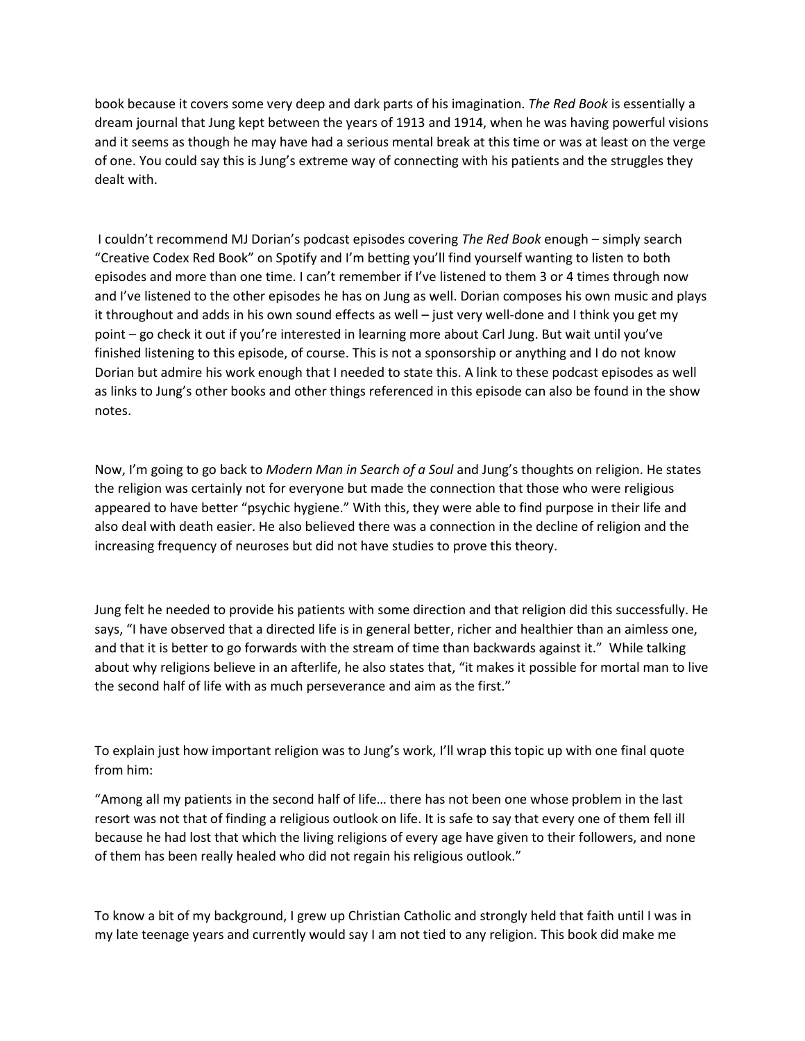book because it covers some very deep and dark parts of his imagination. *The Red Book* is essentially a dream journal that Jung kept between the years of 1913 and 1914, when he was having powerful visions and it seems as though he may have had a serious mental break at this time or was at least on the verge of one. You could say this is Jung's extreme way of connecting with his patients and the struggles they dealt with.

I couldn't recommend MJ Dorian's podcast episodes covering *The Red Book* enough – simply search "Creative Codex Red Book" on Spotify and I'm betting you'll find yourself wanting to listen to both episodes and more than one time. I can't remember if I've listened to them 3 or 4 times through now and I've listened to the other episodes he has on Jung as well. Dorian composes his own music and plays it throughout and adds in his own sound effects as well – just very well-done and I think you get my point – go check it out if you're interested in learning more about Carl Jung. But wait until you've finished listening to this episode, of course. This is not a sponsorship or anything and I do not know Dorian but admire his work enough that I needed to state this. A link to these podcast episodes as well as links to Jung's other books and other things referenced in this episode can also be found in the show notes.

Now, I'm going to go back to *Modern Man in Search of a Soul* and Jung's thoughts on religion. He states the religion was certainly not for everyone but made the connection that those who were religious appeared to have better "psychic hygiene." With this, they were able to find purpose in their life and also deal with death easier. He also believed there was a connection in the decline of religion and the increasing frequency of neuroses but did not have studies to prove this theory.

Jung felt he needed to provide his patients with some direction and that religion did this successfully. He says, "I have observed that a directed life is in general better, richer and healthier than an aimless one, and that it is better to go forwards with the stream of time than backwards against it." While talking about why religions believe in an afterlife, he also states that, "it makes it possible for mortal man to live the second half of life with as much perseverance and aim as the first."

To explain just how important religion was to Jung's work, I'll wrap this topic up with one final quote from him:

"Among all my patients in the second half of life… there has not been one whose problem in the last resort was not that of finding a religious outlook on life. It is safe to say that every one of them fell ill because he had lost that which the living religions of every age have given to their followers, and none of them has been really healed who did not regain his religious outlook."

To know a bit of my background, I grew up Christian Catholic and strongly held that faith until I was in my late teenage years and currently would say I am not tied to any religion. This book did make me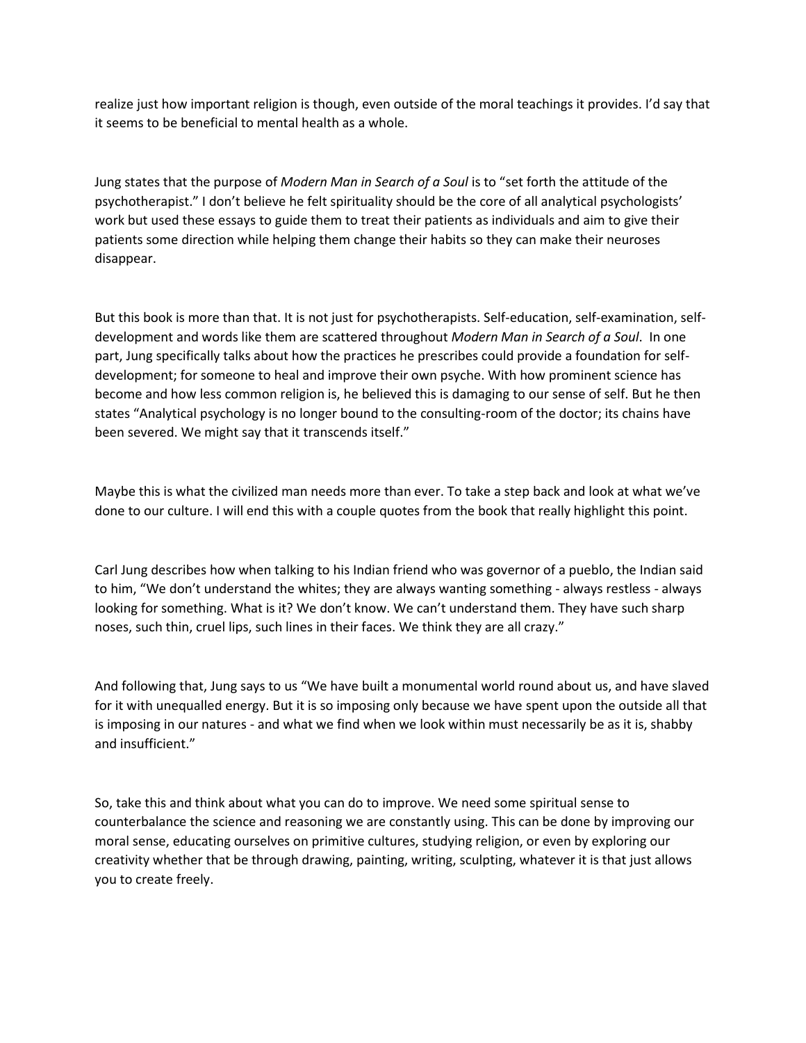realize just how important religion is though, even outside of the moral teachings it provides. I'd say that it seems to be beneficial to mental health as a whole.

Jung states that the purpose of *Modern Man in Search of a Soul* is to "set forth the attitude of the psychotherapist." I don't believe he felt spirituality should be the core of all analytical psychologists' work but used these essays to guide them to treat their patients as individuals and aim to give their patients some direction while helping them change their habits so they can make their neuroses disappear.

But this book is more than that. It is not just for psychotherapists. Self-education, self-examination, self-development and words like them are scattered throughout *Modern Man in Search of a Soul*. In one part, Jung specifically talks about how the practices he prescribes could provide a foundation for self-development; for someone to heal and improve their own psyche. With how prominent science has become and how less common religion is, he believed this is damaging to our sense of self. But he then states "Analytical psychology is no longer bound to the consulting-room of the doctor; its chains have been severed. We might say that it transcends itself."

Maybe this is what the civilized man needs more than ever. To take a step back and look at what we've done to our culture. I will end this with a couple quotes from the book that really highlight this point.

Carl Jung describes how when talking to his Indian friend who was governor of a pueblo, the Indian said to him, "We don't understand the whites; they are always wanting something - always restless - always looking for something. What is it? We don't know. We can't understand them. They have such sharp noses, such thin, cruel lips, such lines in their faces. We think they are all crazy."

And following that, Jung says to us "We have built a monumental world round about us, and have slaved for it with unequalled energy. But it is so imposing only because we have spent upon the outside all that is imposing in our natures - and what we find when we look within must necessarily be as it is, shabby and insufficient."

So, take this and think about what you can do to improve. We need some spiritual sense to counterbalance the science and reasoning we are constantly using. This can be done by improving our moral sense, educating ourselves on primitive cultures, studying religion, or even by exploring our creativity whether that be through drawing, painting, writing, sculpting, whatever it is that just allows you to create freely.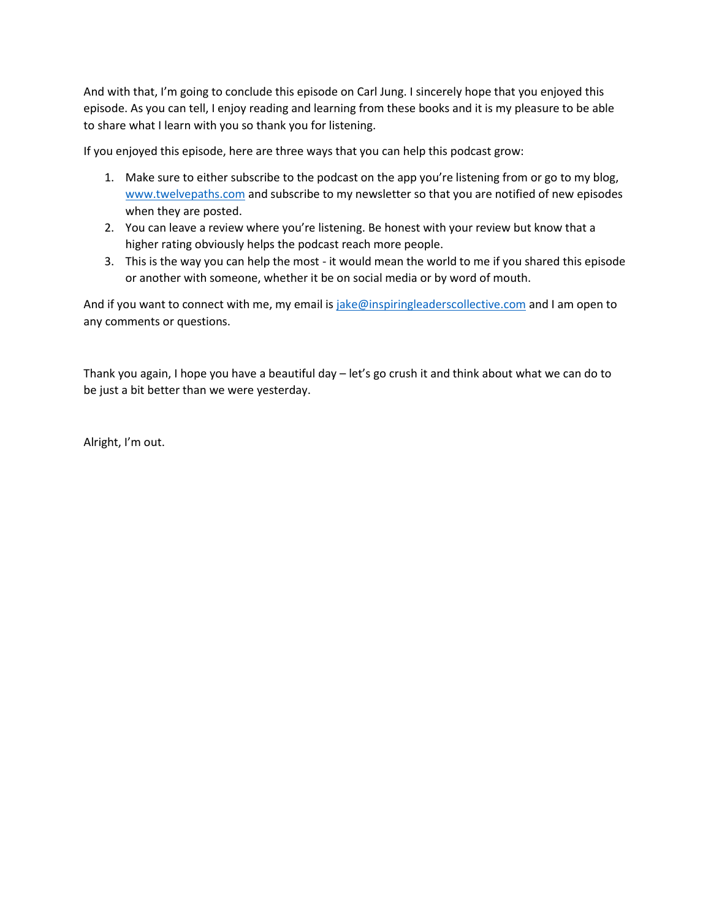And with that, I'm going to conclude this episode on Carl Jung. I sincerely hope that you enjoyed this episode. As you can tell, I enjoy reading and learning from these books and it is my pleasure to be able to share what I learn with you so thank you for listening.

If you enjoyed this episode, here are three ways that you can help this podcast grow:

1. Make sure to either subscribe to the podcast on the app you're listening from or go to my blog, www.twelvepaths.com and subscribe to my newsletter so that you are notified of new episodes when they are posted.
2. You can leave a review where you're listening. Be honest with your review but know that a higher rating obviously helps the podcast reach more people.
3. This is the way you can help the most - it would mean the world to me if you shared this episode or another with someone, whether it be on social media or by word of mouth.

And if you want to connect with me, my email is jake@inspiringleaderscollective.com and I am open to any comments or questions.

Thank you again, I hope you have a beautiful day – let's go crush it and think about what we can do to be just a bit better than we were yesterday.

Alright, I'm out.